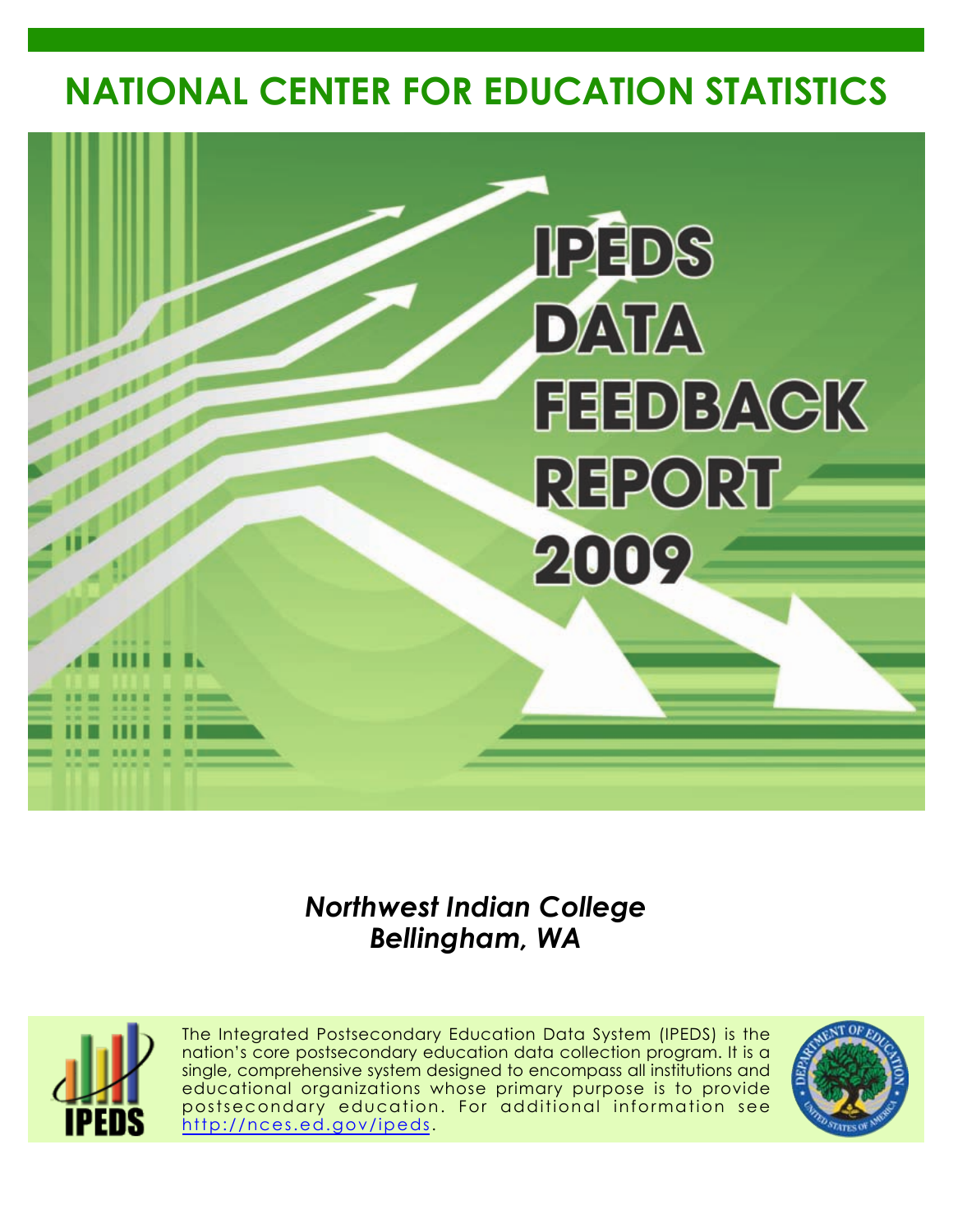# NATIONAL CENTER FOR EDUCATION STATISTICS

# IPEDS DATA FEEDBACK REPORT 2009

***Northwest Indian College***
***Bellingham, WA***

The Integrated Postsecondary Education Data System (IPEDS) is the nation's core postsecondary education data collection program. It is a single, comprehensive system designed to encompass all institutions and educational organizations whose primary purpose is to provide postsecondary education. For additional information see http://nces.ed.gov/ipeds.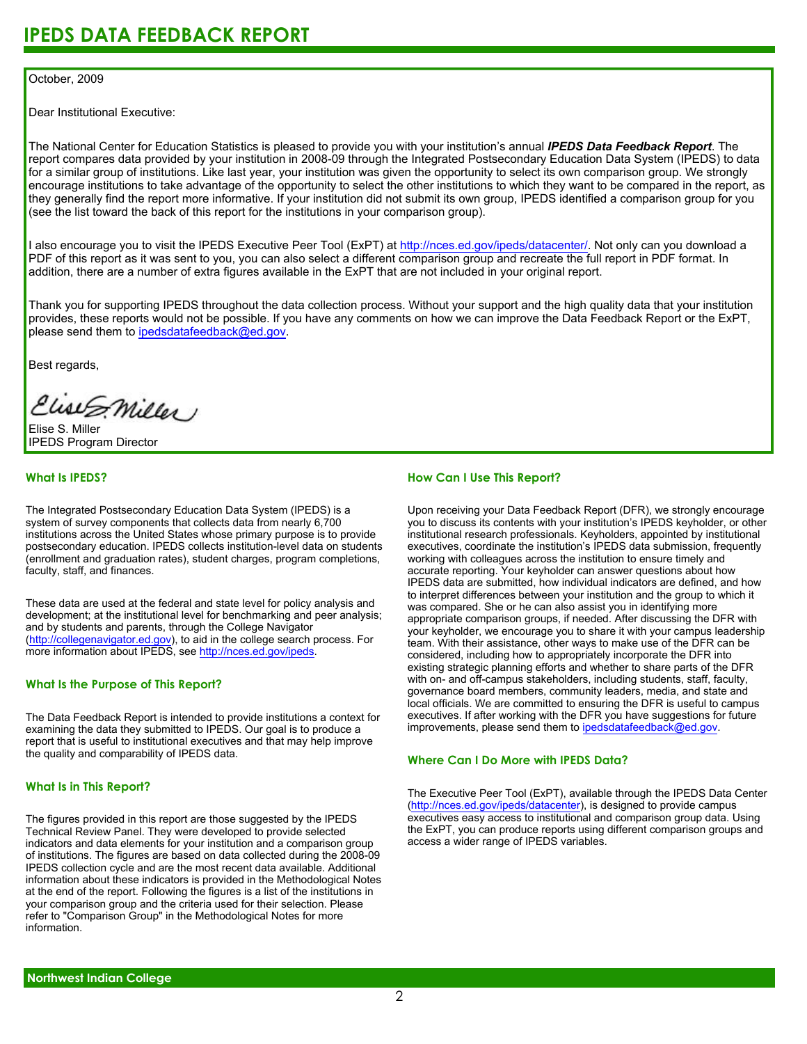# IPEDS DATA FEEDBACK REPORT

October, 2009

Dear Institutional Executive:

The National Center for Education Statistics is pleased to provide you with your institution's annual ***IPEDS Data Feedback Report***. The report compares data provided by your institution in 2008-09 through the Integrated Postsecondary Education Data System (IPEDS) to data for a similar group of institutions. Like last year, your institution was given the opportunity to select its own comparison group. We strongly encourage institutions to take advantage of the opportunity to select the other institutions to which they want to be compared in the report, as they generally find the report more informative. If your institution did not submit its own group, IPEDS identified a comparison group for you (see the list toward the back of this report for the institutions in your comparison group).

I also encourage you to visit the IPEDS Executive Peer Tool (ExPT) at http://nces.ed.gov/ipeds/datacenter/. Not only can you download a PDF of this report as it was sent to you, you can also select a different comparison group and recreate the full report in PDF format. In addition, there are a number of extra figures available in the ExPT that are not included in your original report.

Thank you for supporting IPEDS throughout the data collection process. Without your support and the high quality data that your institution provides, these reports would not be possible. If you have any comments on how we can improve the Data Feedback Report or the ExPT, please send them to ipedsdatafeedback@ed.gov.

Best regards,

Elise S. Miller
IPEDS Program Director

## What Is IPEDS?

The Integrated Postsecondary Education Data System (IPEDS) is a system of survey components that collects data from nearly 6,700 institutions across the United States whose primary purpose is to provide postsecondary education. IPEDS collects institution-level data on students (enrollment and graduation rates), student charges, program completions, faculty, staff, and finances.

These data are used at the federal and state level for policy analysis and development; at the institutional level for benchmarking and peer analysis; and by students and parents, through the College Navigator (http://collegenavigator.ed.gov), to aid in the college search process. For more information about IPEDS, see http://nces.ed.gov/ipeds.

## What Is the Purpose of This Report?

The Data Feedback Report is intended to provide institutions a context for examining the data they submitted to IPEDS. Our goal is to produce a report that is useful to institutional executives and that may help improve the quality and comparability of IPEDS data.

## What Is in This Report?

The figures provided in this report are those suggested by the IPEDS Technical Review Panel. They were developed to provide selected indicators and data elements for your institution and a comparison group of institutions. The figures are based on data collected during the 2008-09 IPEDS collection cycle and are the most recent data available. Additional information about these indicators is provided in the Methodological Notes at the end of the report. Following the figures is a list of the institutions in your comparison group and the criteria used for their selection. Please refer to "Comparison Group" in the Methodological Notes for more information.

## How Can I Use This Report?

Upon receiving your Data Feedback Report (DFR), we strongly encourage you to discuss its contents with your institution's IPEDS keyholder, or other institutional research professionals. Keyholders, appointed by institutional executives, coordinate the institution's IPEDS data submission, frequently working with colleagues across the institution to ensure timely and accurate reporting. Your keyholder can answer questions about how IPEDS data are submitted, how individual indicators are defined, and how to interpret differences between your institution and the group to which it was compared. She or he can also assist you in identifying more appropriate comparison groups, if needed. After discussing the DFR with your keyholder, we encourage you to share it with your campus leadership team. With their assistance, other ways to make use of the DFR can be considered, including how to appropriately incorporate the DFR into existing strategic planning efforts and whether to share parts of the DFR with on- and off-campus stakeholders, including students, staff, faculty, governance board members, community leaders, media, and state and local officials. We are committed to ensuring the DFR is useful to campus executives. If after working with the DFR you have suggestions for future improvements, please send them to ipedsdatafeedback@ed.gov.

## Where Can I Do More with IPEDS Data?

The Executive Peer Tool (ExPT), available through the IPEDS Data Center (http://nces.ed.gov/ipeds/datacenter), is designed to provide campus executives easy access to institutional and comparison group data. Using the ExPT, you can produce reports using different comparison groups and access a wider range of IPEDS variables.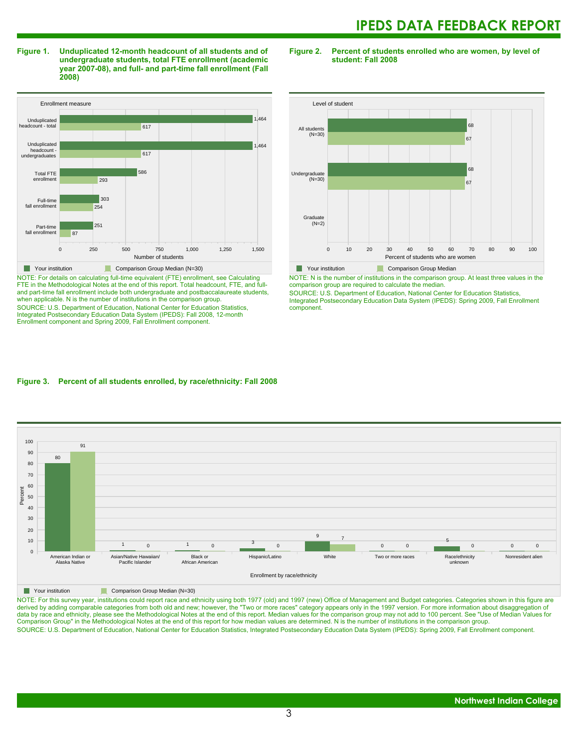**Figure 1. Unduplicated 12-month headcount of all students and of undergraduate students, total FTE enrollment (academic year 2007-08), and full- and part-time fall enrollment (Fall 2008)**

| Enrollment measure | Your institution | Comparison Group Median (N=30) |
|---|---|---|
| Unduplicated headcount - total | 1,464 | 617 |
| Unduplicated headcount - undergraduates | 1,464 | 617 |
| Total FTE enrollment | 586 | 293 |
| Full-time fall enrollment | 303 | 254 |
| Part-time fall enrollment | 251 | 87 |

NOTE: For details on calculating full-time equivalent (FTE) enrollment, see Calculating FTE in the Methodological Notes at the end of this report. Total headcount, FTE, and full- and part-time fall enrollment include both undergraduate and postbaccalaureate students, when applicable. N is the number of institutions in the comparison group.

SOURCE: U.S. Department of Education, National Center for Education Statistics, Integrated Postsecondary Education Data System (IPEDS): Fall 2008, 12-month Enrollment component and Spring 2009, Fall Enrollment component.

**Figure 2. Percent of students enrolled who are women, by level of student: Fall 2008**

| Level of student | Your institution | Comparison Group Median |
|---|---|---|
| All students (N=30) | 68 | 67 |
| Undergraduate (N=30) | 68 | 67 |
| Graduate (N=2) | | |

NOTE: N is the number of institutions in the comparison group. At least three values in the comparison group are required to calculate the median.

SOURCE: U.S. Department of Education, National Center for Education Statistics, Integrated Postsecondary Education Data System (IPEDS): Spring 2009, Fall Enrollment component.

**Figure 3. Percent of all students enrolled, by race/ethnicity: Fall 2008**

| Enrollment by race/ethnicity | Your institution | Comparison Group Median (N=30) |
|---|---|---|
| American Indian or Alaska Native | 80 | 91 |
| Asian/Native Hawaiian/ Pacific Islander | 1 | 0 |
| Black or African American | 1 | 0 |
| Hispanic/Latino | 3 | 0 |
| White | 9 | 7 |
| Two or more races | 0 | 0 |
| Race/ethnicity unknown | 5 | 0 |
| Nonresident alien | 0 | 0 |

NOTE: For this survey year, institutions could report race and ethnicity using both 1977 (old) and 1997 (new) Office of Management and Budget categories. Categories shown in this figure are derived by adding comparable categories from both old and new; however, the "Two or more races" category appears only in the 1997 version. For more information about disaggregation of data by race and ethnicity, please see the Methodological Notes at the end of this report. Median values for the comparison group may not add to 100 percent. See "Use of Median Values for Comparison Group" in the Methodological Notes at the end of this report for how median values are determined. N is the number of institutions in the comparison group.

SOURCE: U.S. Department of Education, National Center for Education Statistics, Integrated Postsecondary Education Data System (IPEDS): Spring 2009, Fall Enrollment component.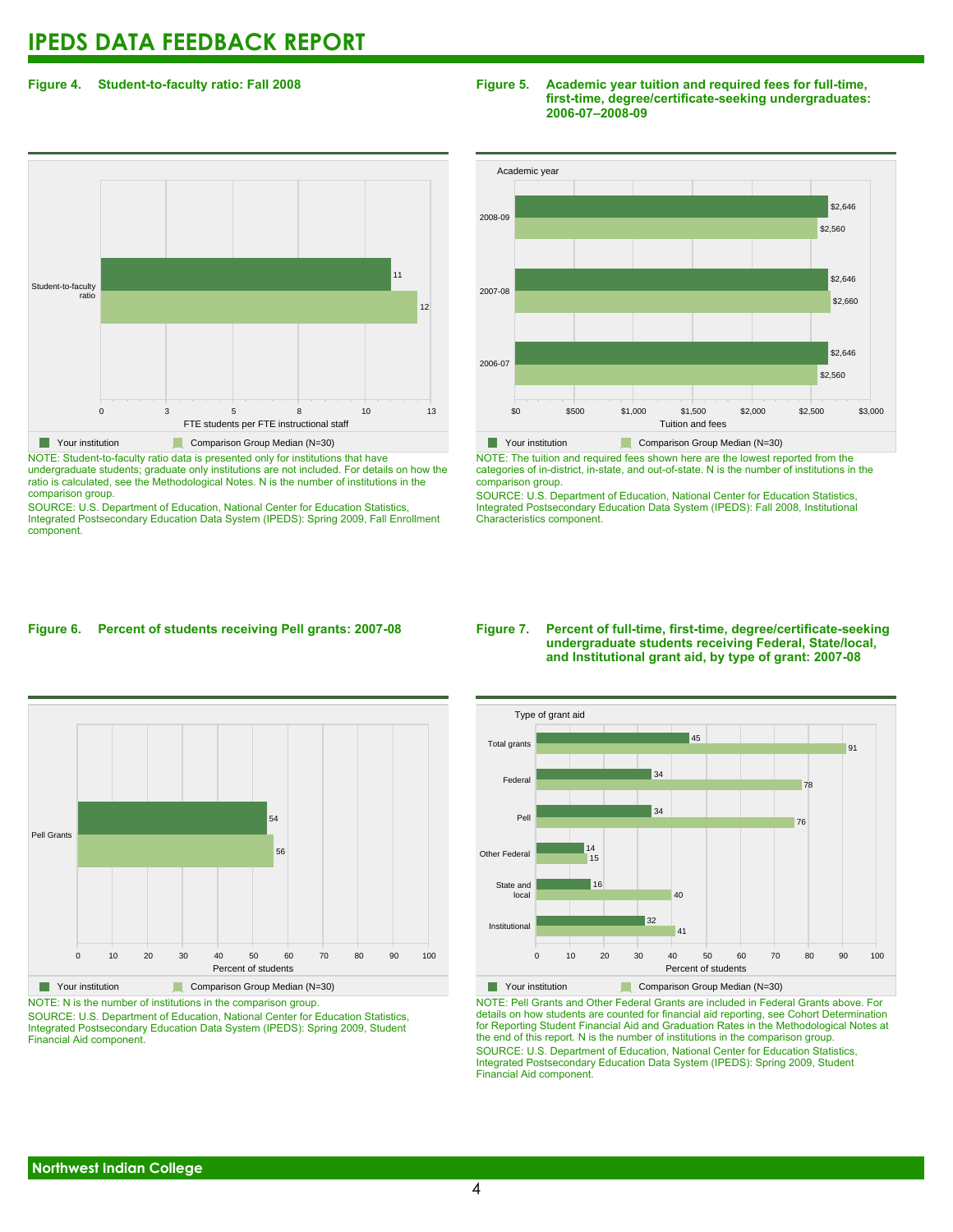# IPEDS DATA FEEDBACK REPORT

**Figure 4. Student-to-faculty ratio: Fall 2008**

| | Your institution | Comparison Group Median (N=30) |
|---|---|---|
| Student-to-faculty ratio | 11 | 12 |

FTE students per FTE instructional staff

NOTE: Student-to-faculty ratio data is presented only for institutions that have undergraduate students; graduate only institutions are not included. For details on how the ratio is calculated, see the Methodological Notes. N is the number of institutions in the comparison group.

SOURCE: U.S. Department of Education, National Center for Education Statistics, Integrated Postsecondary Education Data System (IPEDS): Spring 2009, Fall Enrollment component.

**Figure 5. Academic year tuition and required fees for full-time, first-time, degree/certificate-seeking undergraduates: 2006-07–2008-09**

| Academic year | Your institution | Comparison Group Median (N=30) |
|---|---|---|
| 2008-09 | $2,646 | $2,560 |
| 2007-08 | $2,646 | $2,660 |
| 2006-07 | $2,646 | $2,560 |

Tuition and fees

NOTE: The tuition and required fees shown here are the lowest reported from the categories of in-district, in-state, and out-of-state. N is the number of institutions in the comparison group.

SOURCE: U.S. Department of Education, National Center for Education Statistics, Integrated Postsecondary Education Data System (IPEDS): Fall 2008, Institutional Characteristics component.

**Figure 6. Percent of students receiving Pell grants: 2007-08**

| | Your institution | Comparison Group Median (N=30) |
|---|---|---|
| Pell Grants | 54 | 56 |

Percent of students

NOTE: N is the number of institutions in the comparison group.

SOURCE: U.S. Department of Education, National Center for Education Statistics, Integrated Postsecondary Education Data System (IPEDS): Spring 2009, Student Financial Aid component.

**Figure 7. Percent of full-time, first-time, degree/certificate-seeking undergraduate students receiving Federal, State/local, and Institutional grant aid, by type of grant: 2007-08**

| Type of grant aid | Your institution | Comparison Group Median (N=30) |
|---|---|---|
| Total grants | 45 | 91 |
| Federal | 34 | 78 |
| Pell | 34 | 76 |
| Other Federal | 14 | 15 |
| State and local | 16 | 40 |
| Institutional | 32 | 41 |

Percent of students

NOTE: Pell Grants and Other Federal Grants are included in Federal Grants above. For details on how students are counted for financial aid reporting, see Cohort Determination for Reporting Student Financial Aid and Graduation Rates in the Methodological Notes at the end of this report. N is the number of institutions in the comparison group.

SOURCE: U.S. Department of Education, National Center for Education Statistics, Integrated Postsecondary Education Data System (IPEDS): Spring 2009, Student Financial Aid component.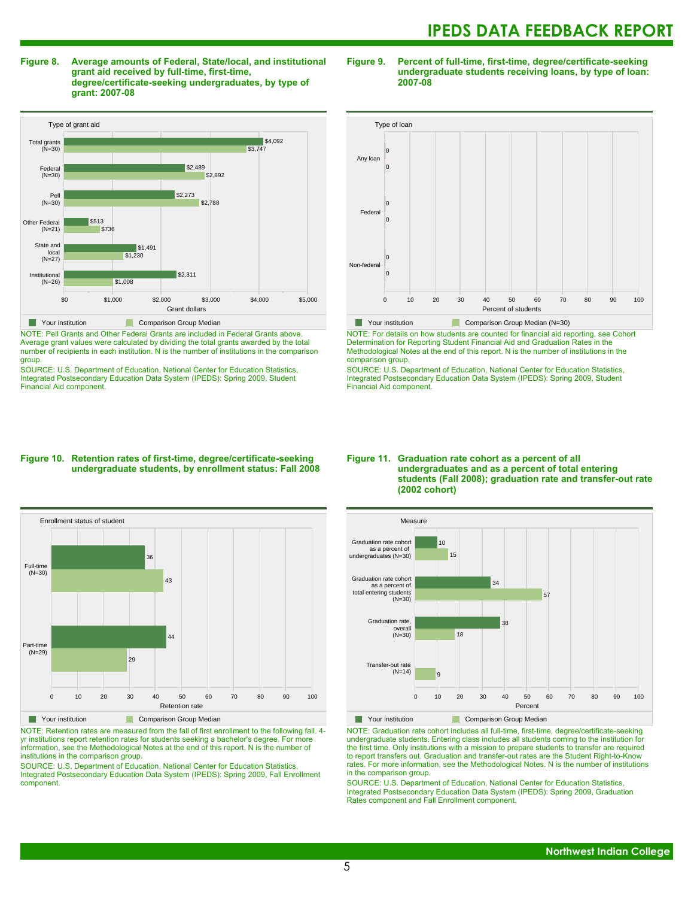**Figure 8. Average amounts of Federal, State/local, and institutional grant aid received by full-time, first-time, degree/certificate-seeking undergraduates, by type of grant: 2007-08**

| Type of grant aid | Your institution | Comparison Group Median |
|---|---|---|
| Total grants (N=30) | $4,092 | $3,747 |
| Federal (N=30) | $2,489 | $2,892 |
| Pell (N=30) | $2,273 | $2,788 |
| Other Federal (N=21) | $513 | $736 |
| State and local (N=27) | $1,491 | $1,230 |
| Institutional (N=26) | $2,311 | $1,008 |

NOTE: Pell Grants and Other Federal Grants are included in Federal Grants above. Average grant values were calculated by dividing the total grants awarded by the total number of recipients in each institution. N is the number of institutions in the comparison group.
SOURCE: U.S. Department of Education, National Center for Education Statistics, Integrated Postsecondary Education Data System (IPEDS): Spring 2009, Student Financial Aid component.

**Figure 9. Percent of full-time, first-time, degree/certificate-seeking undergraduate students receiving loans, by type of loan: 2007-08**

| Type of loan | Your institution | Comparison Group Median (N=30) |
|---|---|---|
| Any loan | 0 | 0 |
| Federal | 0 | 0 |
| Non-federal | 0 | 0 |

NOTE: For details on how students are counted for financial aid reporting, see Cohort Determination for Reporting Student Financial Aid and Graduation Rates in the Methodological Notes at the end of this report. N is the number of institutions in the comparison group.
SOURCE: U.S. Department of Education, National Center for Education Statistics, Integrated Postsecondary Education Data System (IPEDS): Spring 2009, Student Financial Aid component.

**Figure 10. Retention rates of first-time, degree/certificate-seeking undergraduate students, by enrollment status: Fall 2008**

| Enrollment status of student | Your institution | Comparison Group Median |
|---|---|---|
| Full-time (N=30) | 36 | 43 |
| Part-time (N=29) | 44 | 29 |

NOTE: Retention rates are measured from the fall of first enrollment to the following fall. 4-yr institutions report retention rates for students seeking a bachelor's degree. For more information, see the Methodological Notes at the end of this report. N is the number of institutions in the comparison group.
SOURCE: U.S. Department of Education, National Center for Education Statistics, Integrated Postsecondary Education Data System (IPEDS): Spring 2009, Fall Enrollment component.

**Figure 11. Graduation rate cohort as a percent of all undergraduates and as a percent of total entering students (Fall 2008); graduation rate and transfer-out rate (2002 cohort)**

| Measure | Your institution | Comparison Group Median |
|---|---|---|
| Graduation rate cohort as a percent of undergraduates (N=30) | 10 | 15 |
| Graduation rate cohort as a percent of total entering students (N=30) | 34 | 57 |
| Graduation rate, overall (N=30) | 38 | 18 |
| Transfer-out rate (N=14) | | 9 |

NOTE: Graduation rate cohort includes all full-time, first-time, degree/certificate-seeking undergraduate students. Entering class includes all students coming to the institution for the first time. Only institutions with a mission to prepare students to transfer are required to report transfers out. Graduation and transfer-out rates are the Student Right-to-Know rates. For more information, see the Methodological Notes. N is the number of institutions in the comparison group.
SOURCE: U.S. Department of Education, National Center for Education Statistics, Integrated Postsecondary Education Data System (IPEDS): Spring 2009, Graduation Rates component and Fall Enrollment component.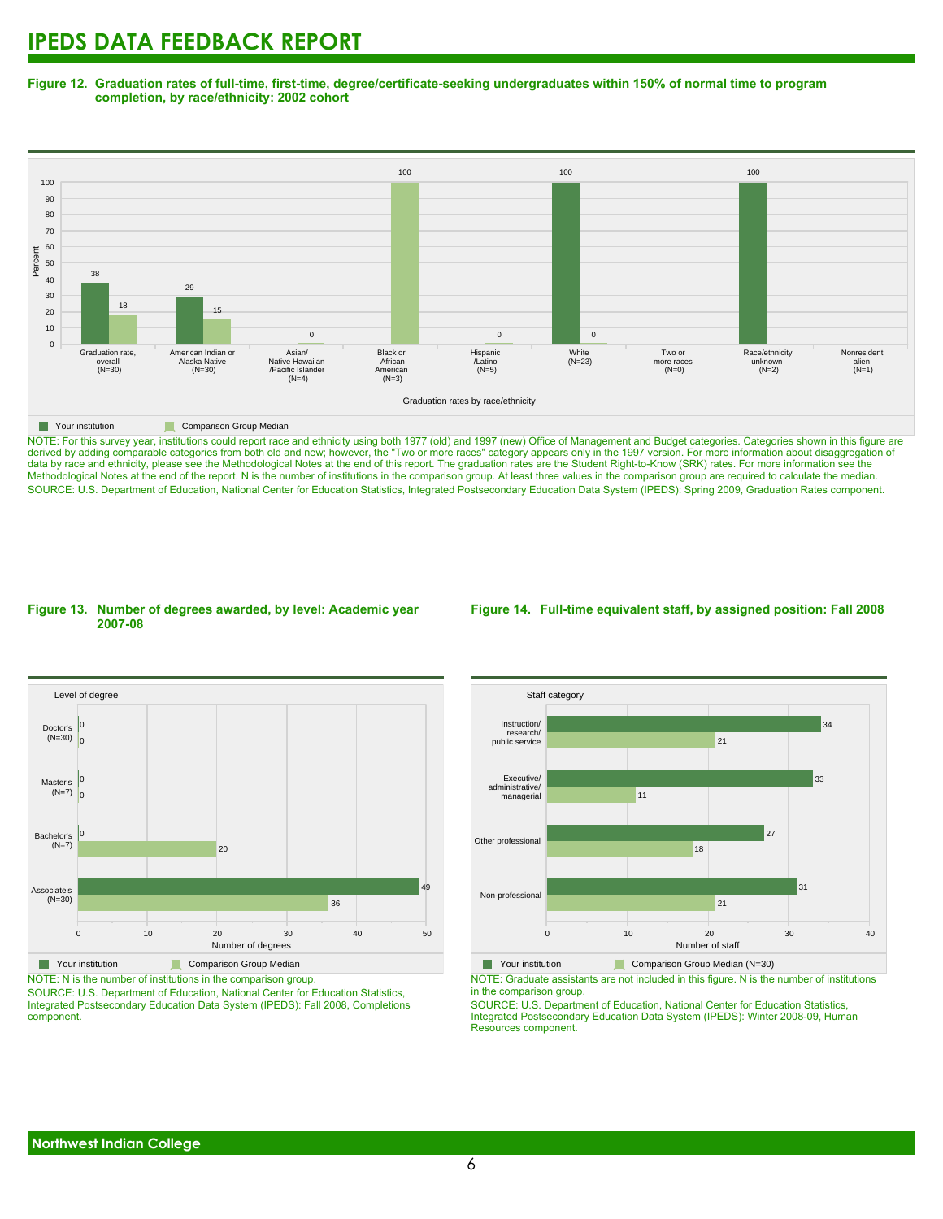# IPEDS DATA FEEDBACK REPORT

**Figure 12. Graduation rates of full-time, first-time, degree/certificate-seeking undergraduates within 150% of normal time to program completion, by race/ethnicity: 2002 cohort**

| Graduation rates by race/ethnicity | Your institution | Comparison Group Median |
|---|---|---|
| Graduation rate, overall (N=30) | 38 | 18 |
| American Indian or Alaska Native (N=30) | 29 | 15 |
| Asian/ Native Hawaiian /Pacific Islander (N=4) | | 0 |
| Black or African American (N=3) | | 100 |
| Hispanic /Latino (N=5) | | 0 |
| White (N=23) | 100 | 0 |
| Two or more races (N=0) | | |
| Race/ethnicity unknown (N=2) | 100 | |
| Nonresident alien (N=1) | | |

NOTE: For this survey year, institutions could report race and ethnicity using both 1977 (old) and 1997 (new) Office of Management and Budget categories. Categories shown in this figure are derived by adding comparable categories from both old and new; however, the "Two or more races" category appears only in the 1997 version. For more information about disaggregation of data by race and ethnicity, please see the Methodological Notes at the end of this report. The graduation rates are the Student Right-to-Know (SRK) rates. For more information see the Methodological Notes at the end of the report. N is the number of institutions in the comparison group. At least three values in the comparison group are required to calculate the median.

SOURCE: U.S. Department of Education, National Center for Education Statistics, Integrated Postsecondary Education Data System (IPEDS): Spring 2009, Graduation Rates component.

**Figure 13. Number of degrees awarded, by level: Academic year 2007-08**

| Level of degree | Your institution | Comparison Group Median |
|---|---|---|
| Doctor's (N=30) | 0 | 0 |
| Master's (N=7) | 0 | 0 |
| Bachelor's (N=7) | 0 | 20 |
| Associate's (N=30) | 49 | 36 |

NOTE: N is the number of institutions in the comparison group.

SOURCE: U.S. Department of Education, National Center for Education Statistics, Integrated Postsecondary Education Data System (IPEDS): Fall 2008, Completions component.

**Figure 14. Full-time equivalent staff, by assigned position: Fall 2008**

| Staff category | Your institution | Comparison Group Median (N=30) |
|---|---|---|
| Instruction/ research/ public service | 34 | 21 |
| Executive/ administrative/ managerial | 33 | 11 |
| Other professional | 27 | 18 |
| Non-professional | 31 | 21 |

NOTE: Graduate assistants are not included in this figure. N is the number of institutions in the comparison group.

SOURCE: U.S. Department of Education, National Center for Education Statistics, Integrated Postsecondary Education Data System (IPEDS): Winter 2008-09, Human Resources component.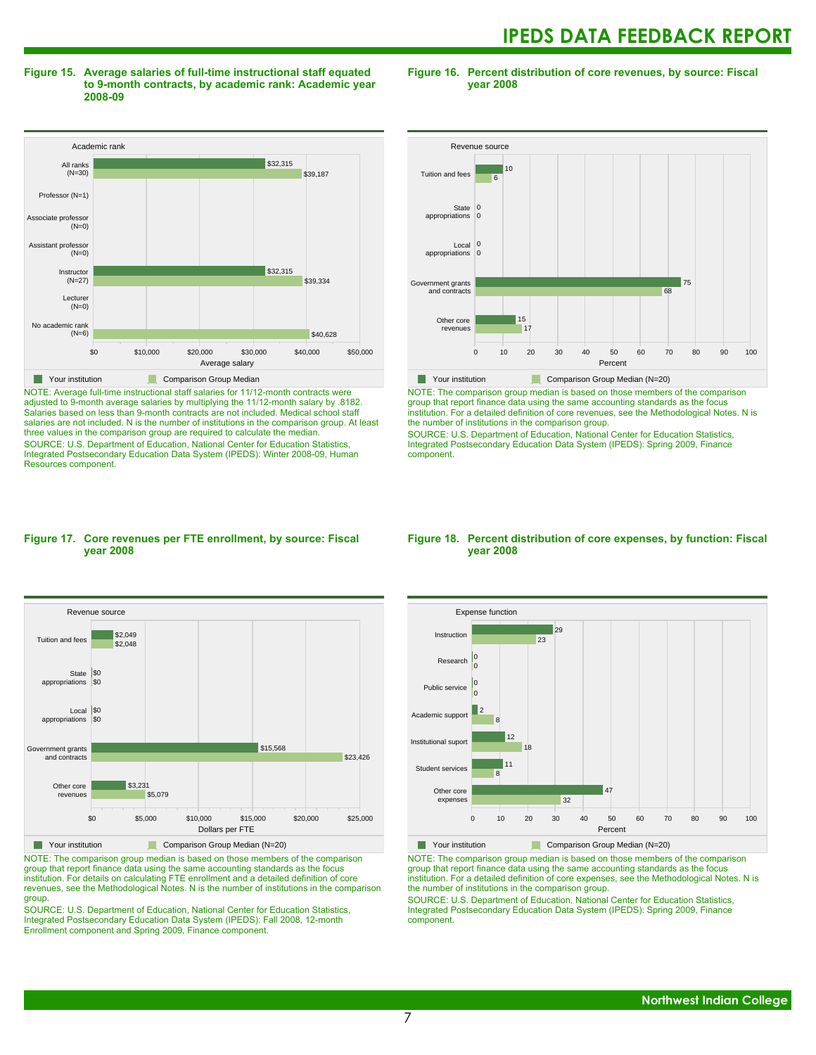### Figure 15. Average salaries of full-time instructional staff equated to 9-month contracts, by academic rank: Academic year 2008-09

| Academic rank | Your institution | Comparison Group Median |
|---|---|---|
| All ranks (N=30) | $32,315 | $39,187 |
| Professor (N=1) | | |
| Associate professor (N=0) | | |
| Assistant professor (N=0) | | |
| Instructor (N=27) | $32,315 | $39,334 |
| Lecturer (N=0) | | |
| No academic rank (N=6) | | $40,628 |

NOTE: Average full-time instructional staff salaries for 11/12-month contracts were adjusted to 9-month average salaries by multiplying the 11/12-month salary by .8182. Salaries based on less than 9-month contracts are not included. Medical school staff salaries are not included. N is the number of institutions in the comparison group. At least three values in the comparison group are required to calculate the median.

SOURCE: U.S. Department of Education, National Center for Education Statistics, Integrated Postsecondary Education Data System (IPEDS): Winter 2008-09, Human Resources component.

### Figure 16. Percent distribution of core revenues, by source: Fiscal year 2008

| Revenue source | Your institution | Comparison Group Median (N=20) |
|---|---|---|
| Tuition and fees | 10 | 6 |
| State appropriations | 0 | 0 |
| Local appropriations | 0 | 0 |
| Government grants and contracts | 75 | 68 |
| Other core revenues | 15 | 17 |

NOTE: The comparison group median is based on those members of the comparison group that report finance data using the same accounting standards as the focus institution. For a detailed definition of core revenues, see the Methodological Notes. N is the number of institutions in the comparison group.

SOURCE: U.S. Department of Education, National Center for Education Statistics, Integrated Postsecondary Education Data System (IPEDS): Spring 2009, Finance component.

### Figure 17. Core revenues per FTE enrollment, by source: Fiscal year 2008

| Revenue source | Your institution | Comparison Group Median (N=20) |
|---|---|---|
| Tuition and fees | $2,049 | $2,048 |
| State appropriations | $0 | $0 |
| Local appropriations | $0 | $0 |
| Government grants and contracts | $15,568 | $23,426 |
| Other core revenues | $3,231 | $5,079 |

NOTE: The comparison group median is based on those members of the comparison group that report finance data using the same accounting standards as the focus institution. For details on calculating FTE enrollment and a detailed definition of core revenues, see the Methodological Notes. N is the number of institutions in the comparison group.

SOURCE: U.S. Department of Education, National Center for Education Statistics, Integrated Postsecondary Education Data System (IPEDS): Fall 2008, 12-month Enrollment component and Spring 2009, Finance component.

### Figure 18. Percent distribution of core expenses, by function: Fiscal year 2008

| Expense function | Your institution | Comparison Group Median (N=20) |
|---|---|---|
| Instruction | 29 | 23 |
| Research | 0 | 0 |
| Public service | 0 | 0 |
| Academic support | 2 | 8 |
| Institutional suport | 12 | 18 |
| Student services | 11 | 8 |
| Other core expenses | 47 | 32 |

NOTE: The comparison group median is based on those members of the comparison group that report finance data using the same accounting standards as the focus institution. For a detailed definition of core expenses, see the Methodological Notes. N is the number of institutions in the comparison group.

SOURCE: U.S. Department of Education, National Center for Education Statistics, Integrated Postsecondary Education Data System (IPEDS): Spring 2009, Finance component.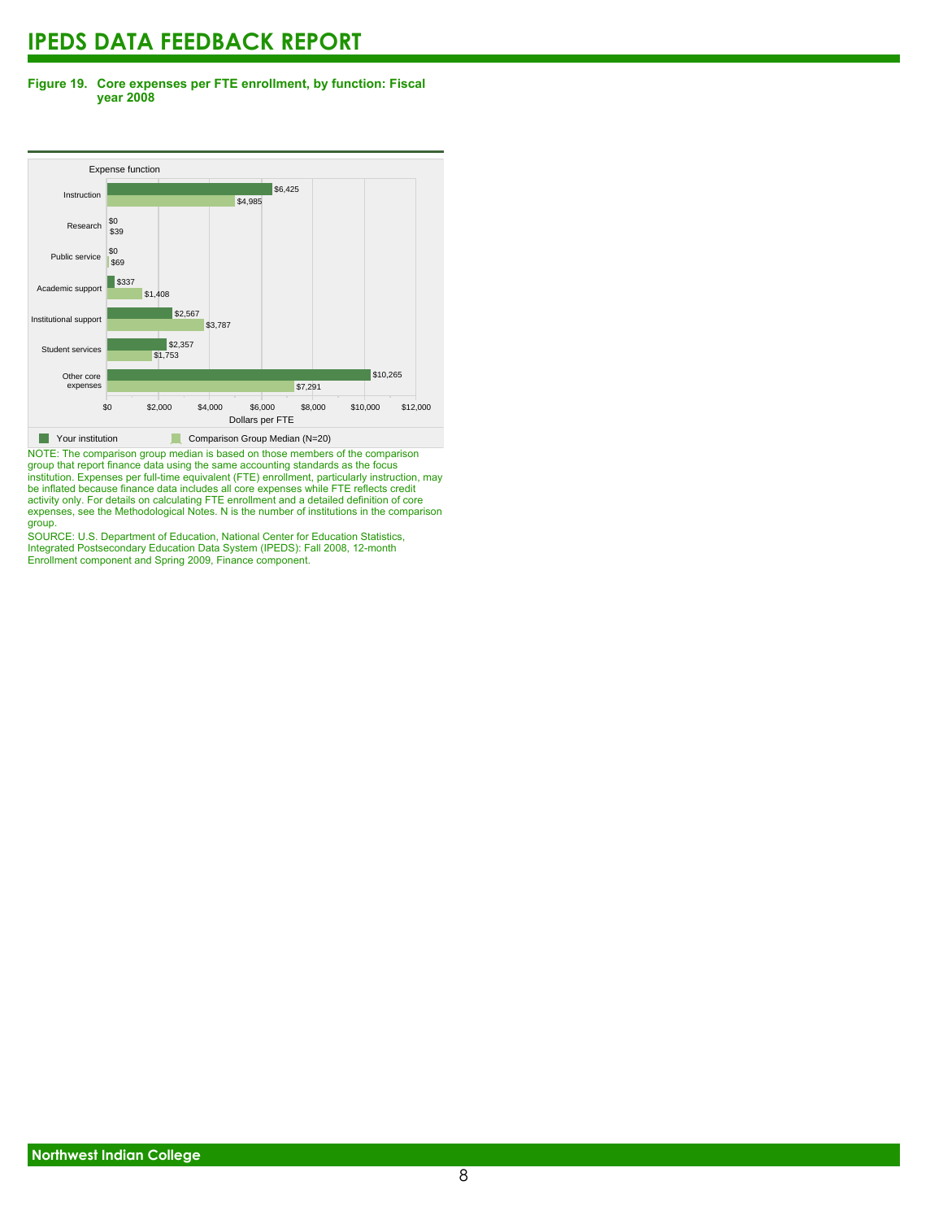# IPEDS DATA FEEDBACK REPORT

**Figure 19. Core expenses per FTE enrollment, by function: Fiscal year 2008**

| Expense function | Your institution | Comparison Group Median (N=20) |
|---|---|---|
| Instruction | $6,425 | $4,985 |
| Research | $0 | $39 |
| Public service | $0 | $69 |
| Academic support | $337 | $1,408 |
| Institutional support | $2,567 | $3,787 |
| Student services | $2,357 | $1,753 |
| Other core expenses | $10,265 | $7,291 |

Dollars per FTE

NOTE: The comparison group median is based on those members of the comparison group that report finance data using the same accounting standards as the focus institution. Expenses per full-time equivalent (FTE) enrollment, particularly instruction, may be inflated because finance data includes all core expenses while FTE reflects credit activity only. For details on calculating FTE enrollment and a detailed definition of core expenses, see the Methodological Notes. N is the number of institutions in the comparison group.

SOURCE: U.S. Department of Education, National Center for Education Statistics, Integrated Postsecondary Education Data System (IPEDS): Fall 2008, 12-month Enrollment component and Spring 2009, Finance component.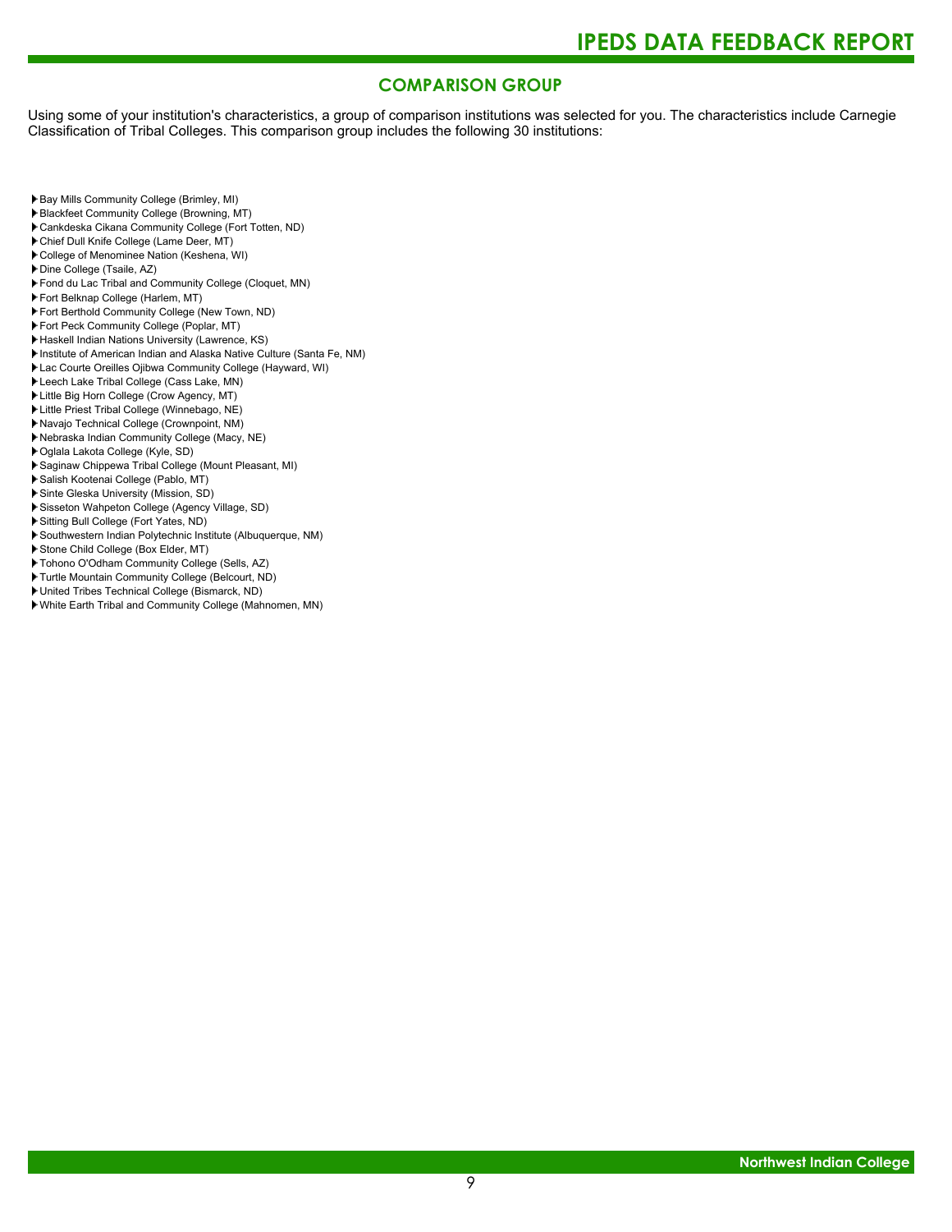## COMPARISON GROUP

Using some of your institution's characteristics, a group of comparison institutions was selected for you. The characteristics include Carnegie Classification of Tribal Colleges. This comparison group includes the following 30 institutions:

- Bay Mills Community College (Brimley, MI)
- Blackfeet Community College (Browning, MT)
- Cankdeska Cikana Community College (Fort Totten, ND)
- Chief Dull Knife College (Lame Deer, MT)
- College of Menominee Nation (Keshena, WI)
- Dine College (Tsaile, AZ)
- Fond du Lac Tribal and Community College (Cloquet, MN)
- Fort Belknap College (Harlem, MT)
- Fort Berthold Community College (New Town, ND)
- Fort Peck Community College (Poplar, MT)
- Haskell Indian Nations University (Lawrence, KS)
- Institute of American Indian and Alaska Native Culture (Santa Fe, NM)
- Lac Courte Oreilles Ojibwa Community College (Hayward, WI)
- Leech Lake Tribal College (Cass Lake, MN)
- Little Big Horn College (Crow Agency, MT)
- Little Priest Tribal College (Winnebago, NE)
- Navajo Technical College (Crownpoint, NM)
- Nebraska Indian Community College (Macy, NE)
- Oglala Lakota College (Kyle, SD)
- Saginaw Chippewa Tribal College (Mount Pleasant, MI)
- Salish Kootenai College (Pablo, MT)
- Sinte Gleska University (Mission, SD)
- Sisseton Wahpeton College (Agency Village, SD)
- Sitting Bull College (Fort Yates, ND)
- Southwestern Indian Polytechnic Institute (Albuquerque, NM)
- Stone Child College (Box Elder, MT)
- Tohono O'Odham Community College (Sells, AZ)
- Turtle Mountain Community College (Belcourt, ND)
- United Tribes Technical College (Bismarck, ND)
- White Earth Tribal and Community College (Mahnomen, MN)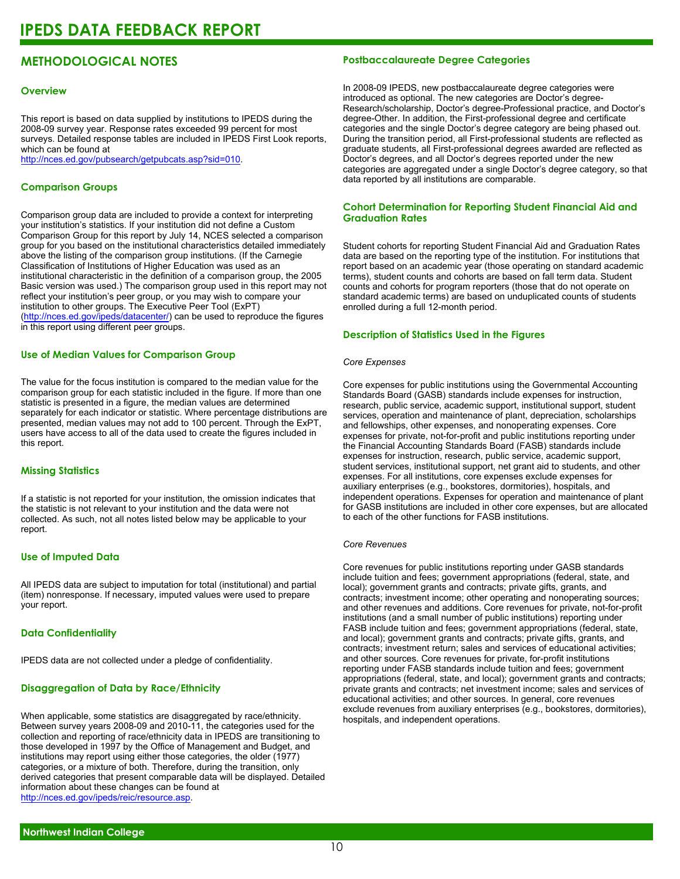# IPEDS DATA FEEDBACK REPORT

## METHODOLOGICAL NOTES

### Overview

This report is based on data supplied by institutions to IPEDS during the 2008-09 survey year. Response rates exceeded 99 percent for most surveys. Detailed response tables are included in IPEDS First Look reports, which can be found at http://nces.ed.gov/pubsearch/getpubcats.asp?sid=010.

### Comparison Groups

Comparison group data are included to provide a context for interpreting your institution's statistics. If your institution did not define a Custom Comparison Group for this report by July 14, NCES selected a comparison group for you based on the institutional characteristics detailed immediately above the listing of the comparison group institutions. (If the Carnegie Classification of Institutions of Higher Education was used as an institutional characteristic in the definition of a comparison group, the 2005 Basic version was used.) The comparison group used in this report may not reflect your institution's peer group, or you may wish to compare your institution to other groups. The Executive Peer Tool (ExPT) (http://nces.ed.gov/ipeds/datacenter/) can be used to reproduce the figures in this report using different peer groups.

### Use of Median Values for Comparison Group

The value for the focus institution is compared to the median value for the comparison group for each statistic included in the figure. If more than one statistic is presented in a figure, the median values are determined separately for each indicator or statistic. Where percentage distributions are presented, median values may not add to 100 percent. Through the ExPT, users have access to all of the data used to create the figures included in this report.

### Missing Statistics

If a statistic is not reported for your institution, the omission indicates that the statistic is not relevant to your institution and the data were not collected. As such, not all notes listed below may be applicable to your report.

### Use of Imputed Data

All IPEDS data are subject to imputation for total (institutional) and partial (item) nonresponse. If necessary, imputed values were used to prepare your report.

### Data Confidentiality

IPEDS data are not collected under a pledge of confidentiality.

### Disaggregation of Data by Race/Ethnicity

When applicable, some statistics are disaggregated by race/ethnicity. Between survey years 2008-09 and 2010-11, the categories used for the collection and reporting of race/ethnicity data in IPEDS are transitioning to those developed in 1997 by the Office of Management and Budget, and institutions may report using either those categories, the older (1977) categories, or a mixture of both. Therefore, during the transition, only derived categories that present comparable data will be displayed. Detailed information about these changes can be found at http://nces.ed.gov/ipeds/reic/resource.asp.

### Postbaccalaureate Degree Categories

In 2008-09 IPEDS, new postbaccalaureate degree categories were introduced as optional. The new categories are Doctor's degree-Research/scholarship, Doctor's degree-Professional practice, and Doctor's degree-Other. In addition, the First-professional degree and certificate categories and the single Doctor's degree category are being phased out. During the transition period, all First-professional students are reflected as graduate students, all First-professional degrees awarded are reflected as Doctor's degrees, and all Doctor's degrees reported under the new categories are aggregated under a single Doctor's degree category, so that data reported by all institutions are comparable.

### Cohort Determination for Reporting Student Financial Aid and Graduation Rates

Student cohorts for reporting Student Financial Aid and Graduation Rates data are based on the reporting type of the institution. For institutions that report based on an academic year (those operating on standard academic terms), student counts and cohorts are based on fall term data. Student counts and cohorts for program reporters (those that do not operate on standard academic terms) are based on unduplicated counts of students enrolled during a full 12-month period.

### Description of Statistics Used in the Figures

*Core Expenses*

Core expenses for public institutions using the Governmental Accounting Standards Board (GASB) standards include expenses for instruction, research, public service, academic support, institutional support, student services, operation and maintenance of plant, depreciation, scholarships and fellowships, other expenses, and nonoperating expenses. Core expenses for private, not-for-profit and public institutions reporting under the Financial Accounting Standards Board (FASB) standards include expenses for instruction, research, public service, academic support, student services, institutional support, net grant aid to students, and other expenses. For all institutions, core expenses exclude expenses for auxiliary enterprises (e.g., bookstores, dormitories), hospitals, and independent operations. Expenses for operation and maintenance of plant for GASB institutions are included in other core expenses, but are allocated to each of the other functions for FASB institutions.

*Core Revenues*

Core revenues for public institutions reporting under GASB standards include tuition and fees; government appropriations (federal, state, and local); government grants and contracts; private gifts, grants, and contracts; investment income; other operating and nonoperating sources; and other revenues and additions. Core revenues for private, not-for-profit institutions (and a small number of public institutions) reporting under FASB include tuition and fees; government appropriations (federal, state, and local); government grants and contracts; private gifts, grants, and contracts; investment return; sales and services of educational activities; and other sources. Core revenues for private, for-profit institutions reporting under FASB standards include tuition and fees; government appropriations (federal, state, and local); government grants and contracts; private grants and contracts; net investment income; sales and services of educational activities; and other sources. In general, core revenues exclude revenues from auxiliary enterprises (e.g., bookstores, dormitories), hospitals, and independent operations.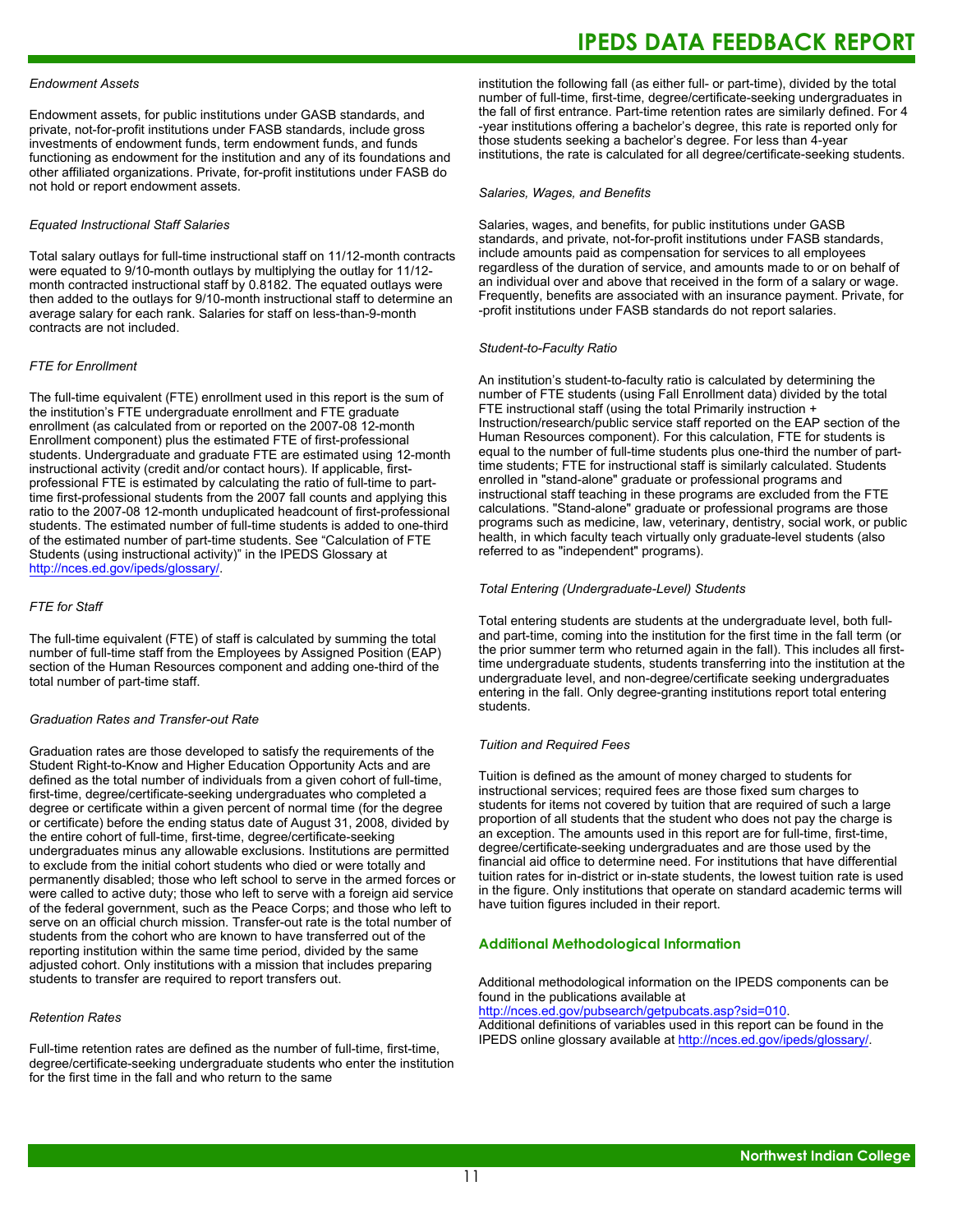### *Endowment Assets*

Endowment assets, for public institutions under GASB standards, and private, not-for-profit institutions under FASB standards, include gross investments of endowment funds, term endowment funds, and funds functioning as endowment for the institution and any of its foundations and other affiliated organizations. Private, for-profit institutions under FASB do not hold or report endowment assets.

### *Equated Instructional Staff Salaries*

Total salary outlays for full-time instructional staff on 11/12-month contracts were equated to 9/10-month outlays by multiplying the outlay for 11/12-month contracted instructional staff by 0.8182. The equated outlays were then added to the outlays for 9/10-month instructional staff to determine an average salary for each rank. Salaries for staff on less-than-9-month contracts are not included.

### *FTE for Enrollment*

The full-time equivalent (FTE) enrollment used in this report is the sum of the institution's FTE undergraduate enrollment and FTE graduate enrollment (as calculated from or reported on the 2007-08 12-month Enrollment component) plus the estimated FTE of first-professional students. Undergraduate and graduate FTE are estimated using 12-month instructional activity (credit and/or contact hours). If applicable, first-professional FTE is estimated by calculating the ratio of full-time to part-time first-professional students from the 2007 fall counts and applying this ratio to the 2007-08 12-month unduplicated headcount of first-professional students. The estimated number of full-time students is added to one-third of the estimated number of part-time students. See "Calculation of FTE Students (using instructional activity)" in the IPEDS Glossary at http://nces.ed.gov/ipeds/glossary/.

### *FTE for Staff*

The full-time equivalent (FTE) of staff is calculated by summing the total number of full-time staff from the Employees by Assigned Position (EAP) section of the Human Resources component and adding one-third of the total number of part-time staff.

### *Graduation Rates and Transfer-out Rate*

Graduation rates are those developed to satisfy the requirements of the Student Right-to-Know and Higher Education Opportunity Acts and are defined as the total number of individuals from a given cohort of full-time, first-time, degree/certificate-seeking undergraduates who completed a degree or certificate within a given percent of normal time (for the degree or certificate) before the ending status date of August 31, 2008, divided by the entire cohort of full-time, first-time, degree/certificate-seeking undergraduates minus any allowable exclusions. Institutions are permitted to exclude from the initial cohort students who died or were totally and permanently disabled; those who left school to serve in the armed forces or were called to active duty; those who left to serve with a foreign aid service of the federal government, such as the Peace Corps; and those who left to serve on an official church mission. Transfer-out rate is the total number of students from the cohort who are known to have transferred out of the reporting institution within the same time period, divided by the same adjusted cohort. Only institutions with a mission that includes preparing students to transfer are required to report transfers out.

### *Retention Rates*

Full-time retention rates are defined as the number of full-time, first-time, degree/certificate-seeking undergraduate students who enter the institution for the first time in the fall and who return to the same institution the following fall (as either full- or part-time), divided by the total number of full-time, first-time, degree/certificate-seeking undergraduates in the fall of first entrance. Part-time retention rates are similarly defined. For 4-year institutions offering a bachelor's degree, this rate is reported only for those students seeking a bachelor's degree. For less than 4-year institutions, the rate is calculated for all degree/certificate-seeking students.

### *Salaries, Wages, and Benefits*

Salaries, wages, and benefits, for public institutions under GASB standards, and private, not-for-profit institutions under FASB standards, include amounts paid as compensation for services to all employees regardless of the duration of service, and amounts made to or on behalf of an individual over and above that received in the form of a salary or wage. Frequently, benefits are associated with an insurance payment. Private, for-profit institutions under FASB standards do not report salaries.

### *Student-to-Faculty Ratio*

An institution's student-to-faculty ratio is calculated by determining the number of FTE students (using Fall Enrollment data) divided by the total FTE instructional staff (using the total Primarily instruction + Instruction/research/public service staff reported on the EAP section of the Human Resources component). For this calculation, FTE for students is equal to the number of full-time students plus one-third the number of part-time students; FTE for instructional staff is similarly calculated. Students enrolled in "stand-alone" graduate or professional programs and instructional staff teaching in these programs are excluded from the FTE calculations. "Stand-alone" graduate or professional programs are those programs such as medicine, law, veterinary, dentistry, social work, or public health, in which faculty teach virtually only graduate-level students (also referred to as "independent" programs).

### *Total Entering (Undergraduate-Level) Students*

Total entering students are students at the undergraduate level, both full- and part-time, coming into the institution for the first time in the fall term (or the prior summer term who returned again in the fall). This includes all first-time undergraduate students, students transferring into the institution at the undergraduate level, and non-degree/certificate seeking undergraduates entering in the fall. Only degree-granting institutions report total entering students.

### *Tuition and Required Fees*

Tuition is defined as the amount of money charged to students for instructional services; required fees are those fixed sum charges to students for items not covered by tuition that are required of such a large proportion of all students that the student who does not pay the charge is an exception. The amounts used in this report are for full-time, first-time, degree/certificate-seeking undergraduates and are those used by the financial aid office to determine need. For institutions that have differential tuition rates for in-district or in-state students, the lowest tuition rate is used in the figure. Only institutions that operate on standard academic terms will have tuition figures included in their report.

## Additional Methodological Information

Additional methodological information on the IPEDS components can be found in the publications available at http://nces.ed.gov/pubsearch/getpubcats.asp?sid=010.
Additional definitions of variables used in this report can be found in the IPEDS online glossary available at http://nces.ed.gov/ipeds/glossary/.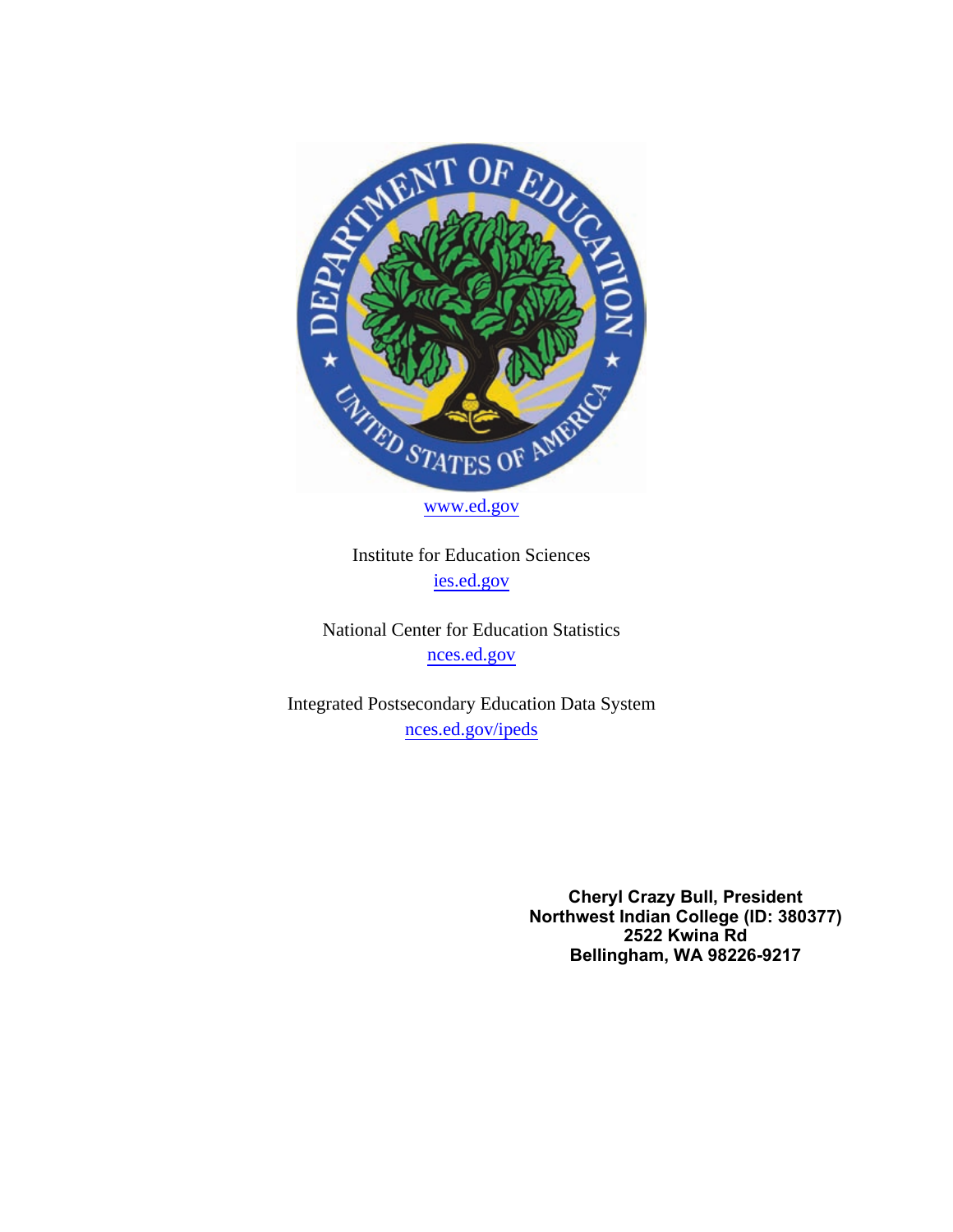www.ed.gov

Institute for Education Sciences
ies.ed.gov

National Center for Education Statistics
nces.ed.gov

Integrated Postsecondary Education Data System
nces.ed.gov/ipeds

**Cheryl Crazy Bull, President**
**Northwest Indian College (ID: 380377)**
**2522 Kwina Rd**
**Bellingham, WA 98226-9217**